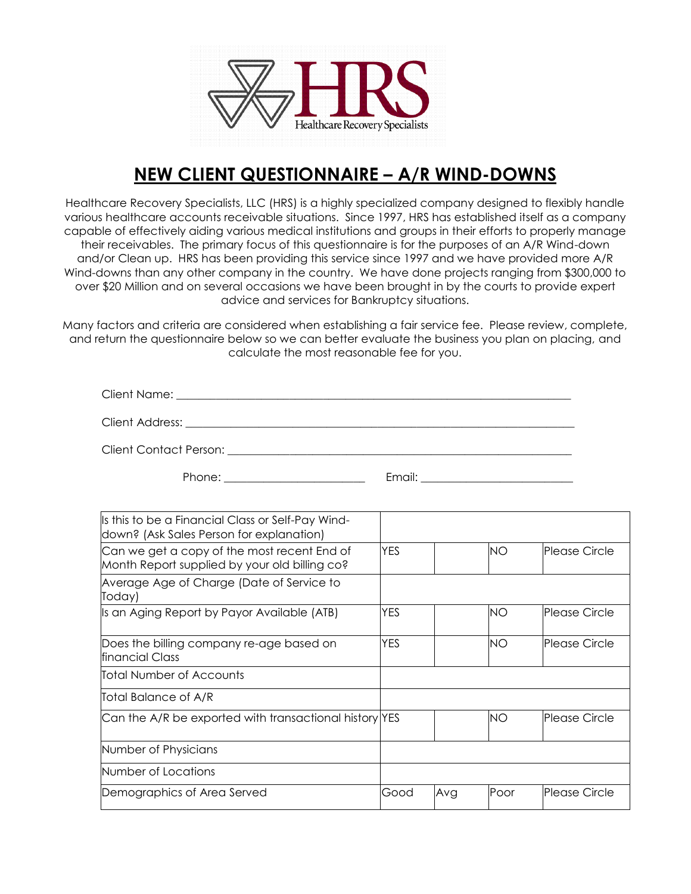HRS
Healthcare Recovery Specialists

# NEW CLIENT QUESTIONNAIRE – A/R WIND-DOWNS

Healthcare Recovery Specialists, LLC (HRS) is a highly specialized company designed to flexibly handle various healthcare accounts receivable situations. Since 1997, HRS has established itself as a company capable of effectively aiding various medical institutions and groups in their efforts to properly manage their receivables. The primary focus of this questionnaire is for the purposes of an A/R Wind-down and/or Clean up. HRS has been providing this service since 1997 and we have provided more A/R Wind-downs than any other company in the country. We have done projects ranging from $300,000 to over $20 Million and on several occasions we have been brought in by the courts to provide expert advice and services for Bankruptcy situations.

Many factors and criteria are considered when establishing a fair service fee. Please review, complete, and return the questionnaire below so we can better evaluate the business you plan on placing, and calculate the most reasonable fee for you.

Client Name: ______________________________________________

Client Address: ____________________________________________

Client Contact Person: ______________________________________

Phone: ________________________ Email: ________________________

| | | | | |
|---|---|---|---|---|
| Is this to be a Financial Class or Self-Pay Wind-down? (Ask Sales Person for explanation) | | | | |
| Can we get a copy of the most recent End of Month Report supplied by your old billing co? | YES | | NO | Please Circle |
| Average Age of Charge (Date of Service to Today) | | | | |
| Is an Aging Report by Payor Available (ATB) | YES | | NO | Please Circle |
| Does the billing company re-age based on financial Class | YES | | NO | Please Circle |
| Total Number of Accounts | | | | |
| Total Balance of A/R | | | | |
| Can the A/R be exported with transactional history | YES | | NO | Please Circle |
| Number of Physicians | | | | |
| Number of Locations | | | | |
| Demographics of Area Served | Good | Avg | Poor | Please Circle |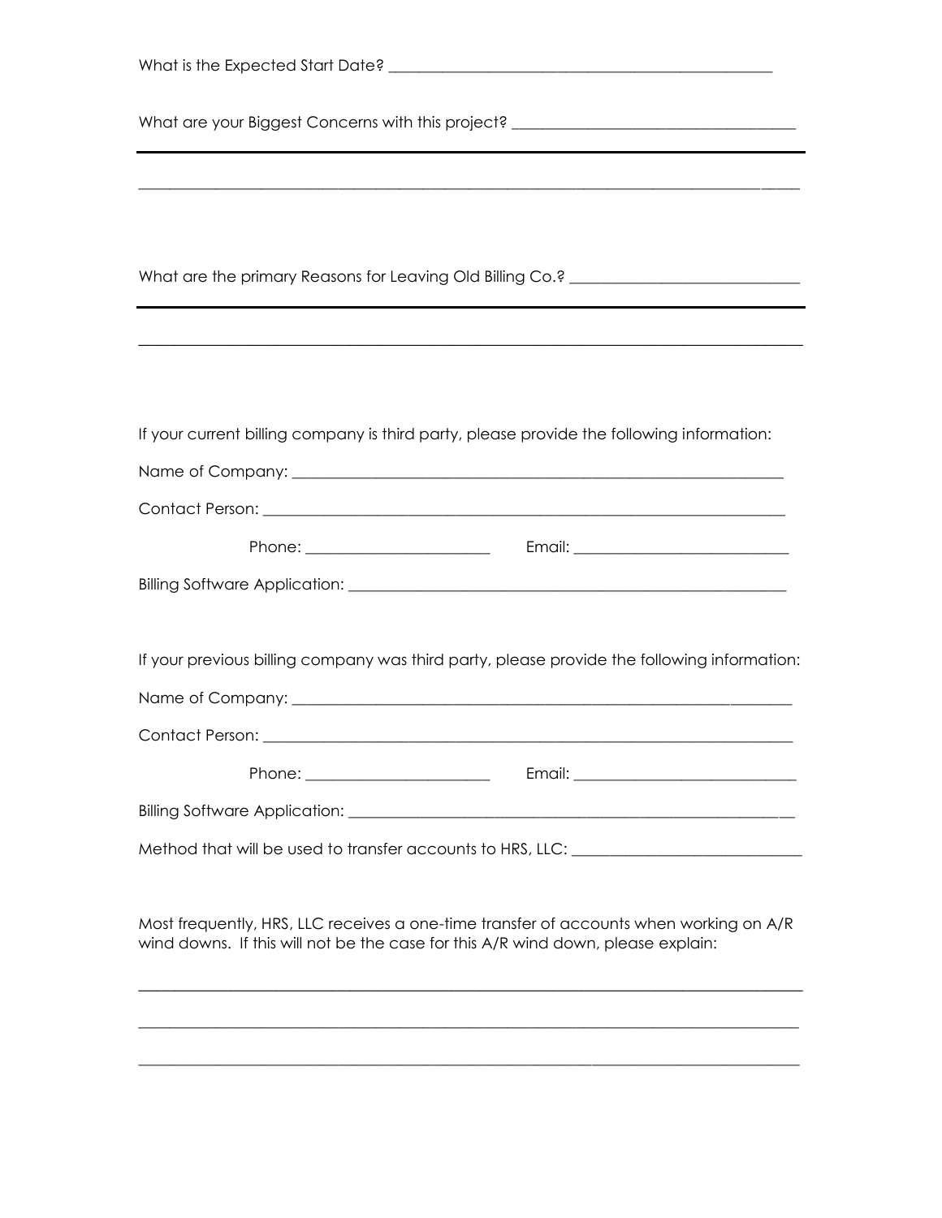What is the Expected Start Date? ____________________________________________

What are your Biggest Concerns with this project? ________________________________

_______________________________________________________________________________

What are the primary Reasons for Leaving Old Billing Co.? ___________________________

_______________________________________________________________________________

If your current billing company is third party, please provide the following information:

Name of Company: __________________________________________________________

Contact Person: ____________________________________________________________

Phone: _______________________ Email: __________________________

Billing Software Application: __________________________________________________

If your previous billing company was third party, please provide the following information:

Name of Company: __________________________________________________________

Contact Person: ____________________________________________________________

Phone: _______________________ Email: __________________________

Billing Software Application: __________________________________________________

Method that will be used to transfer accounts to HRS, LLC: _____________________________

Most frequently, HRS, LLC receives a one-time transfer of accounts when working on A/R wind downs. If this will not be the case for this A/R wind down, please explain:

_______________________________________________________________________________

_______________________________________________________________________________

_______________________________________________________________________________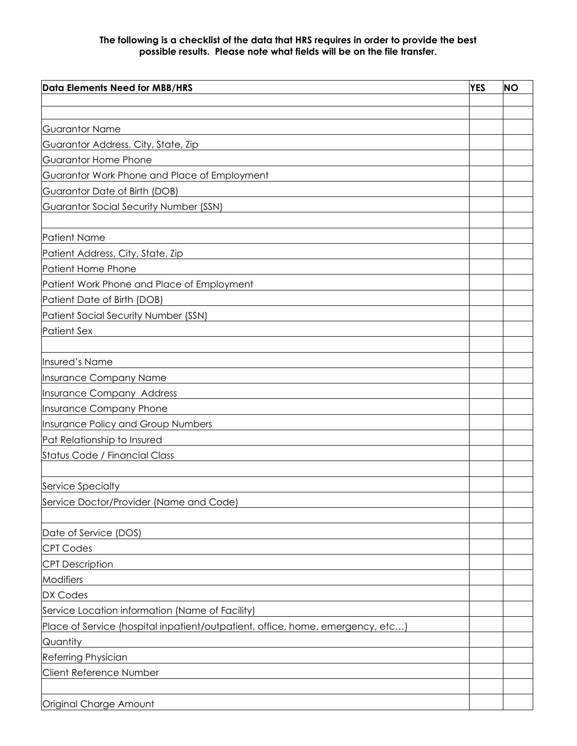**The following is a checklist of the data that HRS requires in order to provide the best possible results. Please note what fields will be on the file transfer.**

| Data Elements Need for MBB/HRS | YES | NO |
|---|---|---|
| | | |
| | | |
| Guarantor Name | | |
| Guarantor Address, City, State, Zip | | |
| Guarantor Home Phone | | |
| Guarantor Work Phone and Place of Employment | | |
| Guarantor Date of Birth (DOB) | | |
| Guarantor Social Security Number (SSN) | | |
| | | |
| Patient Name | | |
| Patient Address, City, State, Zip | | |
| Patient Home Phone | | |
| Patient Work Phone and Place of Employment | | |
| Patient Date of Birth (DOB) | | |
| Patient Social Security Number (SSN) | | |
| Patient Sex | | |
| | | |
| Insured's Name | | |
| Insurance Company Name | | |
| Insurance Company Address | | |
| Insurance Company Phone | | |
| Insurance Policy and Group Numbers | | |
| Pat Relationship to Insured | | |
| Status Code / Financial Class | | |
| | | |
| Service Specialty | | |
| Service Doctor/Provider (Name and Code) | | |
| | | |
| Date of Service (DOS) | | |
| CPT Codes | | |
| CPT Description | | |
| Modifiers | | |
| DX Codes | | |
| Service Location information (Name of Facility) | | |
| Place of Service (hospital inpatient/outpatient, office, home, emergency, etc…) | | |
| Quantity | | |
| Referring Physician | | |
| Client Reference Number | | |
| | | |
| Original Charge Amount | | |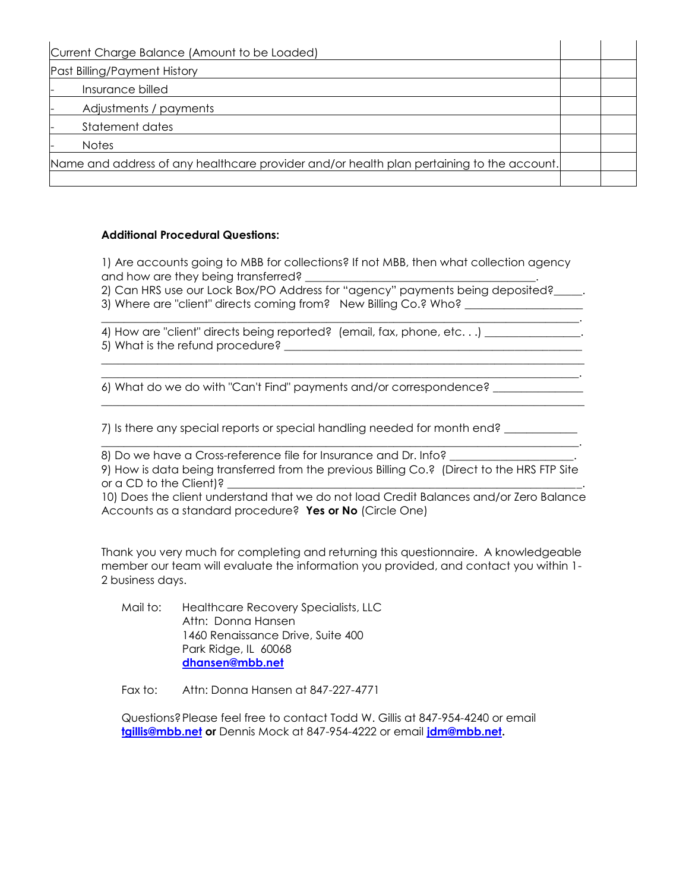| | | |
|---|---|---|
| Current Charge Balance (Amount to be Loaded) | | |
| Past Billing/Payment History | | |
| - Insurance billed | | |
| - Adjustments / payments | | |
| - Statement dates | | |
| - Notes | | |
| Name and address of any healthcare provider and/or health plan pertaining to the account. | | |
| | | |

**Additional Procedural Questions:**

1) Are accounts going to MBB for collections? If not MBB, then what collection agency and how are they being transferred? ________________________________________.
2) Can HRS use our Lock Box/PO Address for "agency" payments being deposited?_____.
3) Where are "client" directs coming from? New Billing Co.? Who? ____________________
________________________________________________________________________.
4) How are "client" directs being reported? (email, fax, phone, etc. . .) ________________.
5) What is the refund procedure? ____________________________________________________
________________________________________________________________________
________________________________________________________________________.
6) What do we do with "Can't Find" payments and/or correspondence? _______________
________________________________________________________________________

7) Is there any special reports or special handling needed for month end? ____________
________________________________________________________________________.
8) Do we have a Cross-reference file for Insurance and Dr. Info? _____________________.
9) How is data being transferred from the previous Billing Co.? (Direct to the HRS FTP Site or a CD to the Client)? ______________________________________________________.
10) Does the client understand that we do not load Credit Balances and/or Zero Balance Accounts as a standard procedure? **Yes or No** (Circle One)

Thank you very much for completing and returning this questionnaire. A knowledgeable member our team will evaluate the information you provided, and contact you within 1-2 business days.

Mail to: Healthcare Recovery Specialists, LLC
Attn: Donna Hansen
1460 Renaissance Drive, Suite 400
Park Ridge, IL 60068
**dhansen@mbb.net**

Fax to: Attn: Donna Hansen at 847-227-4771

Questions? Please feel free to contact Todd W. Gillis at 847-954-4240 or email **tgillis@mbb.net** **or** Dennis Mock at 847-954-4222 or email **jdm@mbb.net.**